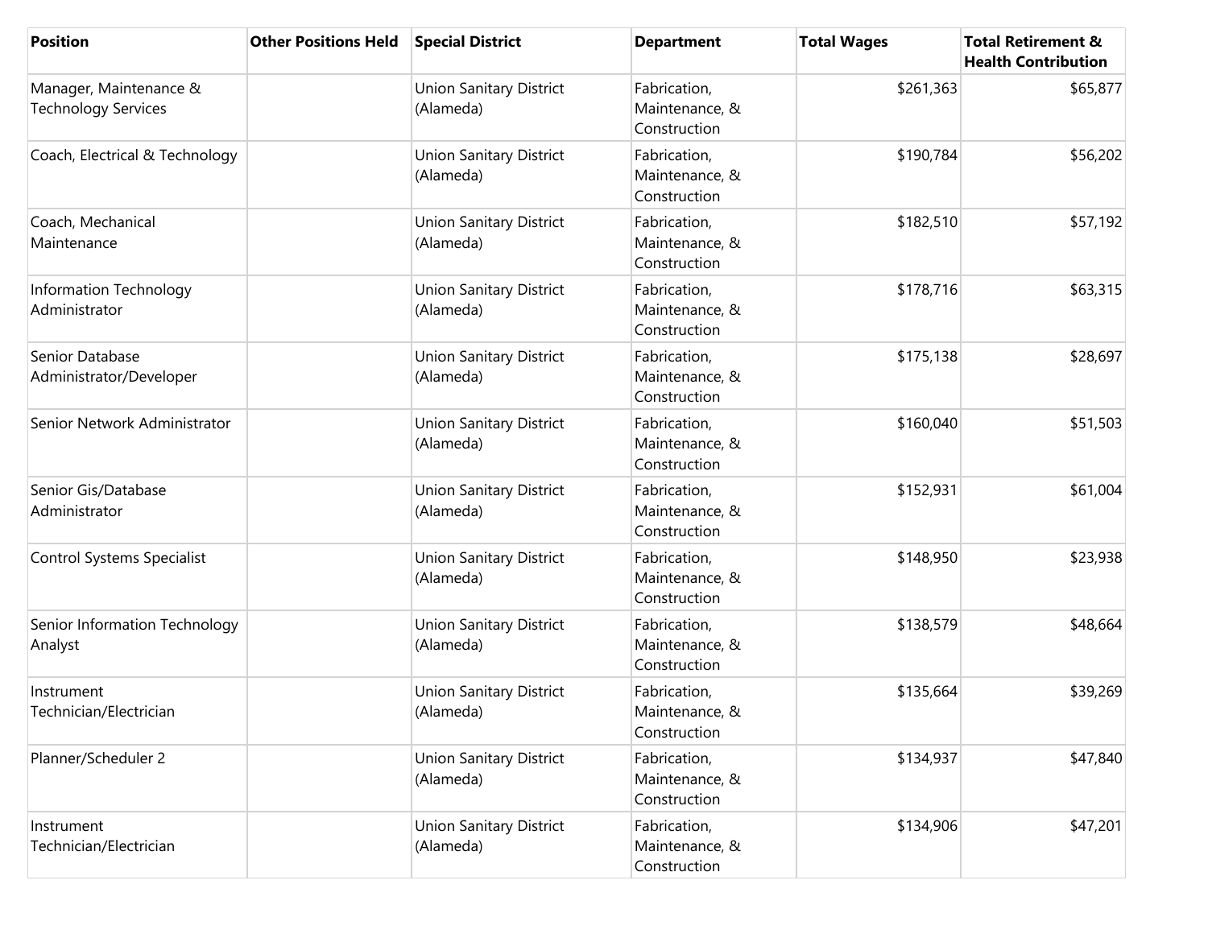| Position | Other Positions Held | Special District | Department | Total Wages | Total Retirement & Health Contribution |
|---|---|---|---|---|---|
| Manager, Maintenance & Technology Services | | Union Sanitary District (Alameda) | Fabrication, Maintenance, & Construction | $261,363 | $65,877 |
| Coach, Electrical & Technology | | Union Sanitary District (Alameda) | Fabrication, Maintenance, & Construction | $190,784 | $56,202 |
| Coach, Mechanical Maintenance | | Union Sanitary District (Alameda) | Fabrication, Maintenance, & Construction | $182,510 | $57,192 |
| Information Technology Administrator | | Union Sanitary District (Alameda) | Fabrication, Maintenance, & Construction | $178,716 | $63,315 |
| Senior Database Administrator/Developer | | Union Sanitary District (Alameda) | Fabrication, Maintenance, & Construction | $175,138 | $28,697 |
| Senior Network Administrator | | Union Sanitary District (Alameda) | Fabrication, Maintenance, & Construction | $160,040 | $51,503 |
| Senior Gis/Database Administrator | | Union Sanitary District (Alameda) | Fabrication, Maintenance, & Construction | $152,931 | $61,004 |
| Control Systems Specialist | | Union Sanitary District (Alameda) | Fabrication, Maintenance, & Construction | $148,950 | $23,938 |
| Senior Information Technology Analyst | | Union Sanitary District (Alameda) | Fabrication, Maintenance, & Construction | $138,579 | $48,664 |
| Instrument Technician/Electrician | | Union Sanitary District (Alameda) | Fabrication, Maintenance, & Construction | $135,664 | $39,269 |
| Planner/Scheduler 2 | | Union Sanitary District (Alameda) | Fabrication, Maintenance, & Construction | $134,937 | $47,840 |
| Instrument Technician/Electrician | | Union Sanitary District (Alameda) | Fabrication, Maintenance, & Construction | $134,906 | $47,201 |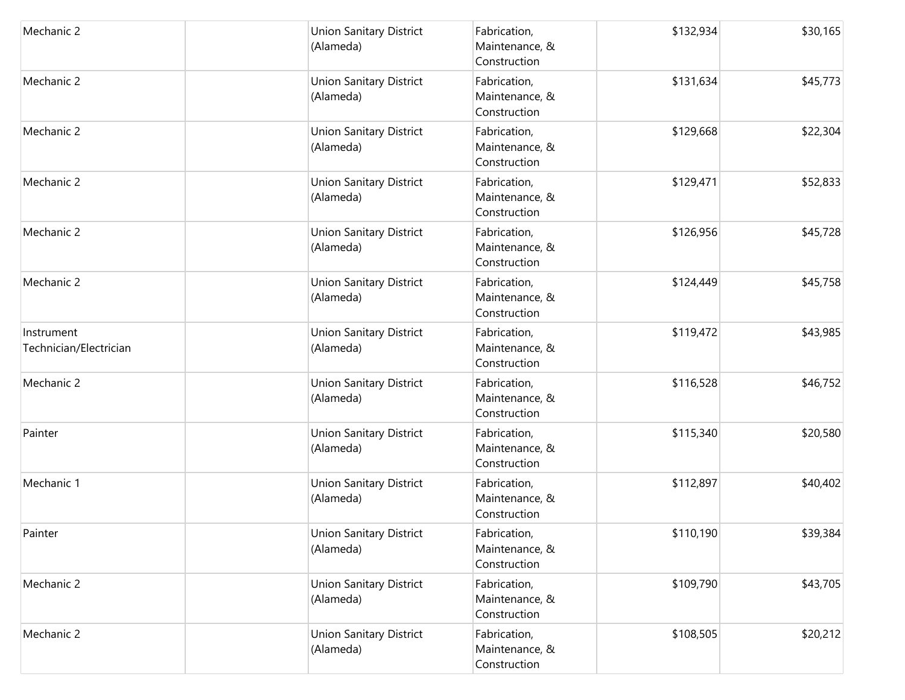| | | | | | |
|---|---|---|---|---|---|
| Mechanic 2 | | Union Sanitary District (Alameda) | Fabrication, Maintenance, & Construction | $132,934 | $30,165 |
| Mechanic 2 | | Union Sanitary District (Alameda) | Fabrication, Maintenance, & Construction | $131,634 | $45,773 |
| Mechanic 2 | | Union Sanitary District (Alameda) | Fabrication, Maintenance, & Construction | $129,668 | $22,304 |
| Mechanic 2 | | Union Sanitary District (Alameda) | Fabrication, Maintenance, & Construction | $129,471 | $52,833 |
| Mechanic 2 | | Union Sanitary District (Alameda) | Fabrication, Maintenance, & Construction | $126,956 | $45,728 |
| Mechanic 2 | | Union Sanitary District (Alameda) | Fabrication, Maintenance, & Construction | $124,449 | $45,758 |
| Instrument Technician/Electrician | | Union Sanitary District (Alameda) | Fabrication, Maintenance, & Construction | $119,472 | $43,985 |
| Mechanic 2 | | Union Sanitary District (Alameda) | Fabrication, Maintenance, & Construction | $116,528 | $46,752 |
| Painter | | Union Sanitary District (Alameda) | Fabrication, Maintenance, & Construction | $115,340 | $20,580 |
| Mechanic 1 | | Union Sanitary District (Alameda) | Fabrication, Maintenance, & Construction | $112,897 | $40,402 |
| Painter | | Union Sanitary District (Alameda) | Fabrication, Maintenance, & Construction | $110,190 | $39,384 |
| Mechanic 2 | | Union Sanitary District (Alameda) | Fabrication, Maintenance, & Construction | $109,790 | $43,705 |
| Mechanic 2 | | Union Sanitary District (Alameda) | Fabrication, Maintenance, & Construction | $108,505 | $20,212 |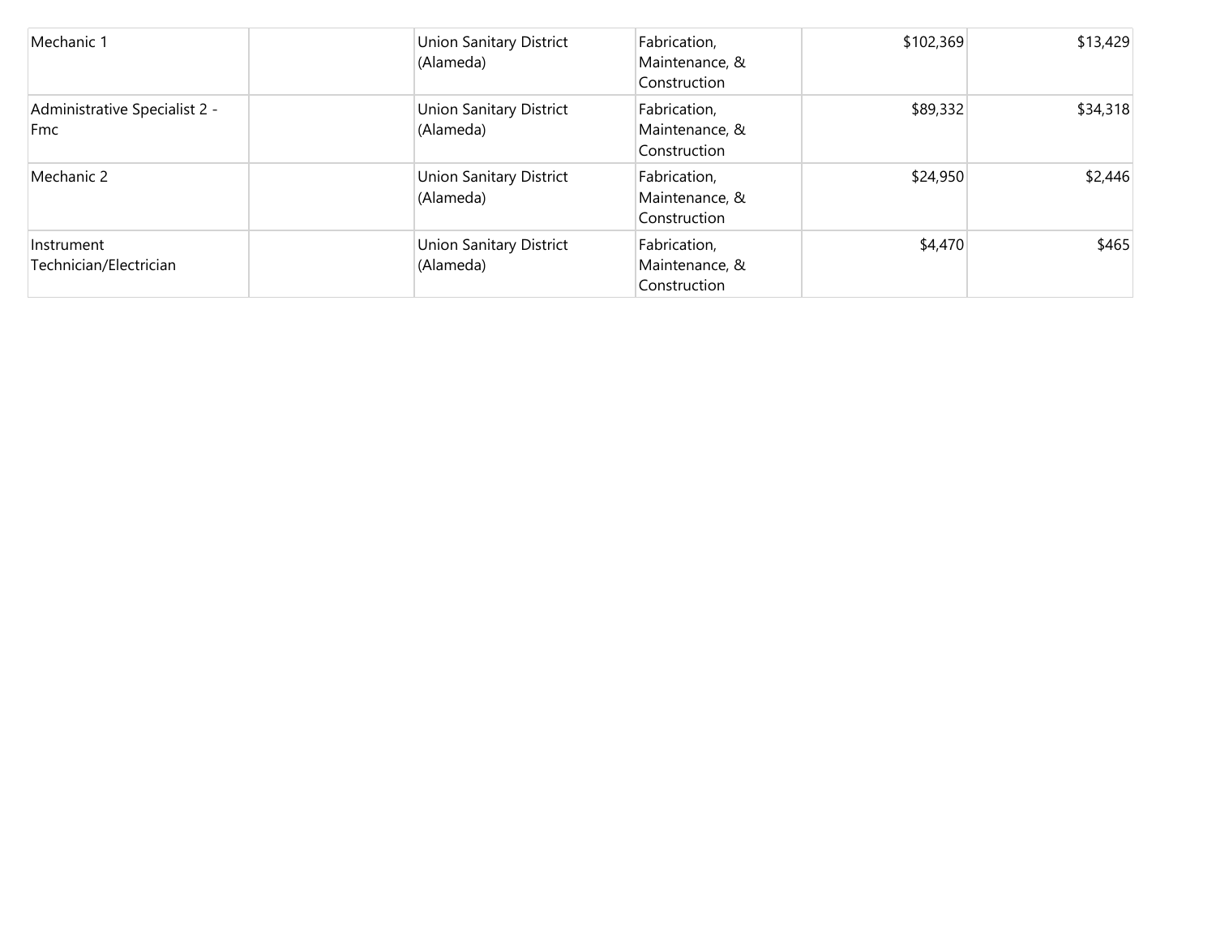| | | | | | |
|---|---|---|---|---|---|
| Mechanic 1 | | Union Sanitary District (Alameda) | Fabrication, Maintenance, & Construction | $102,369 | $13,429 |
| Administrative Specialist 2 - Fmc | | Union Sanitary District (Alameda) | Fabrication, Maintenance, & Construction | $89,332 | $34,318 |
| Mechanic 2 | | Union Sanitary District (Alameda) | Fabrication, Maintenance, & Construction | $24,950 | $2,446 |
| Instrument Technician/Electrician | | Union Sanitary District (Alameda) | Fabrication, Maintenance, & Construction | $4,470 | $465 |